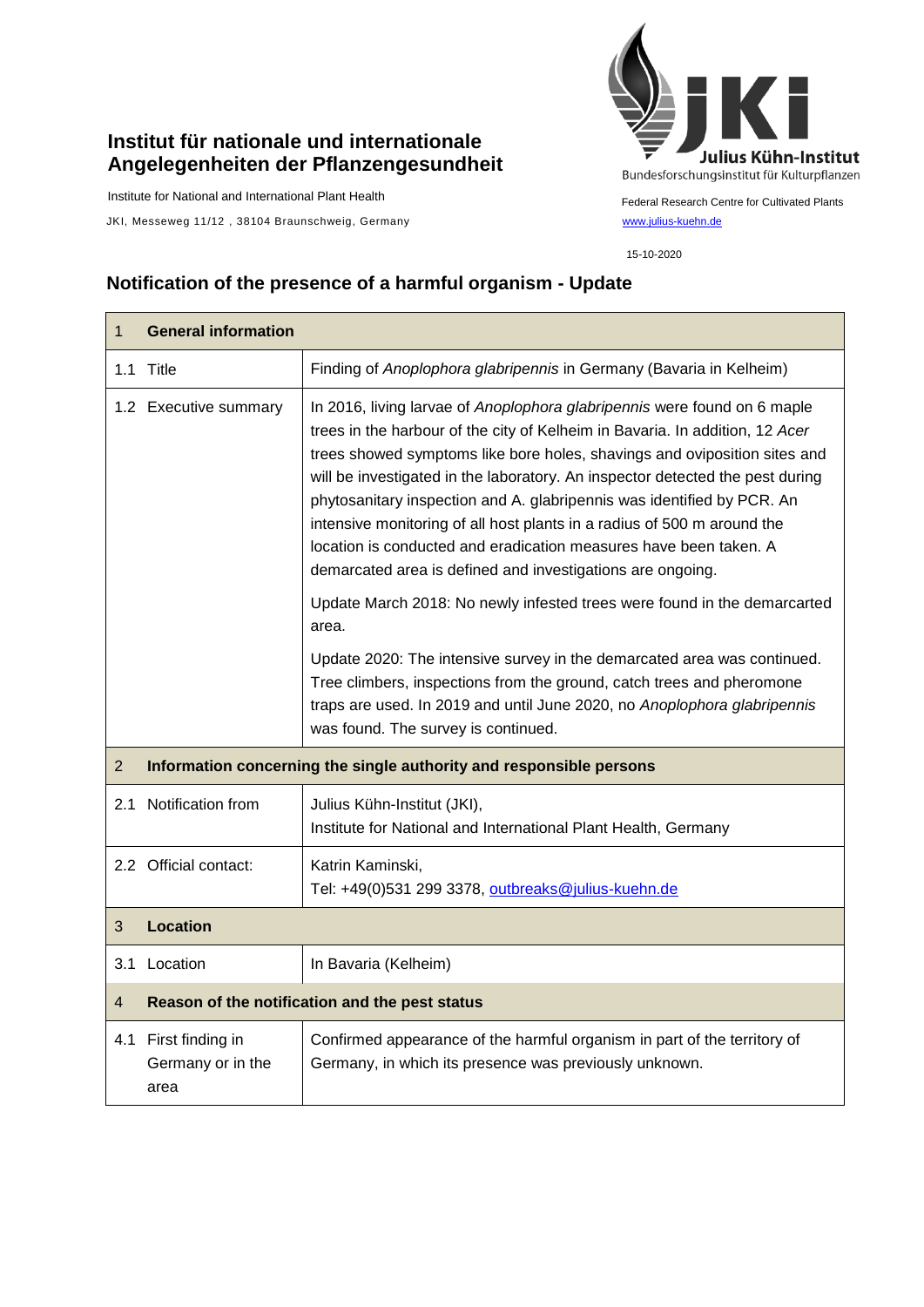**Institut für nationale und internationale Angelegenheiten der Pflanzengesundheit**

Institute for National and International Plant Health

JKI, Messeweg 11/12 , 38104 Braunschweig, Germany

Julius Kühn-Institut
Bundesforschungsinstitut für Kulturpflanzen

Federal Research Centre for Cultivated Plants

www.julius-kuehn.de

15-10-2020

## Notification of the presence of a harmful organism - Update

| | |
|---|---|
| **1 General information** | |
| 1.1 Title | Finding of *Anoplophora glabripennis* in Germany (Bavaria in Kelheim) |
| 1.2 Executive summary | In 2016, living larvae of *Anoplophora glabripennis* were found on 6 maple trees in the harbour of the city of Kelheim in Bavaria. In addition, 12 *Acer* trees showed symptoms like bore holes, shavings and oviposition sites and will be investigated in the laboratory. An inspector detected the pest during phytosanitary inspection and A. glabripennis was identified by PCR. An intensive monitoring of all host plants in a radius of 500 m around the location is conducted and eradication measures have been taken. A demarcated area is defined and investigations are ongoing.<br><br>Update March 2018: No newly infested trees were found in the demarcarted area.<br><br>Update 2020: The intensive survey in the demarcated area was continued. Tree climbers, inspections from the ground, catch trees and pheromone traps are used. In 2019 and until June 2020, no *Anoplophora glabripennis* was found. The survey is continued. |
| **2 Information concerning the single authority and responsible persons** | |
| 2.1 Notification from | Julius Kühn-Institut (JKI),<br>Institute for National and International Plant Health, Germany |
| 2.2 Official contact: | Katrin Kaminski,<br>Tel: +49(0)531 299 3378, outbreaks@julius-kuehn.de |
| **3 Location** | |
| 3.1 Location | In Bavaria (Kelheim) |
| **4 Reason of the notification and the pest status** | |
| 4.1 First finding in Germany or in the area | Confirmed appearance of the harmful organism in part of the territory of Germany, in which its presence was previously unknown. |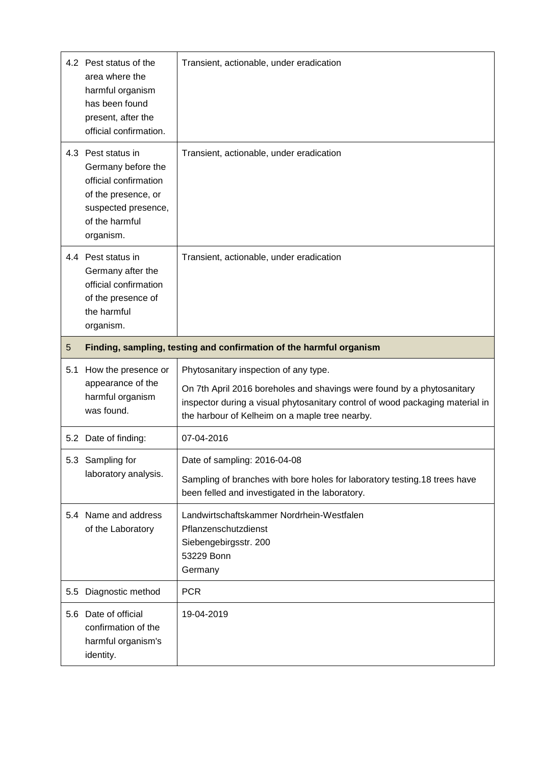| | | |
|---|---|---|
| 4.2 | Pest status of the area where the harmful organism has been found present, after the official confirmation. | Transient, actionable, under eradication |
| 4.3 | Pest status in Germany before the official confirmation of the presence, or suspected presence, of the harmful organism. | Transient, actionable, under eradication |
| 4.4 | Pest status in Germany after the official confirmation of the presence of the harmful organism. | Transient, actionable, under eradication |
| **5** | **Finding, sampling, testing and confirmation of the harmful organism** | |
| 5.1 | How the presence or appearance of the harmful organism was found. | Phytosanitary inspection of any type.<br><br>On 7th April 2016 boreholes and shavings were found by a phytosanitary inspector during a visual phytosanitary control of wood packaging material in the harbour of Kelheim on a maple tree nearby. |
| 5.2 | Date of finding: | 07-04-2016 |
| 5.3 | Sampling for laboratory analysis. | Date of sampling: 2016-04-08<br><br>Sampling of branches with bore holes for laboratory testing.18 trees have been felled and investigated in the laboratory. |
| 5.4 | Name and address of the Laboratory | Landwirtschaftskammer Nordrhein-Westfalen<br>Pflanzenschutzdienst<br>Siebengebirgsstr. 200<br>53229 Bonn<br>Germany |
| 5.5 | Diagnostic method | PCR |
| 5.6 | Date of official confirmation of the harmful organism's identity. | 19-04-2019 |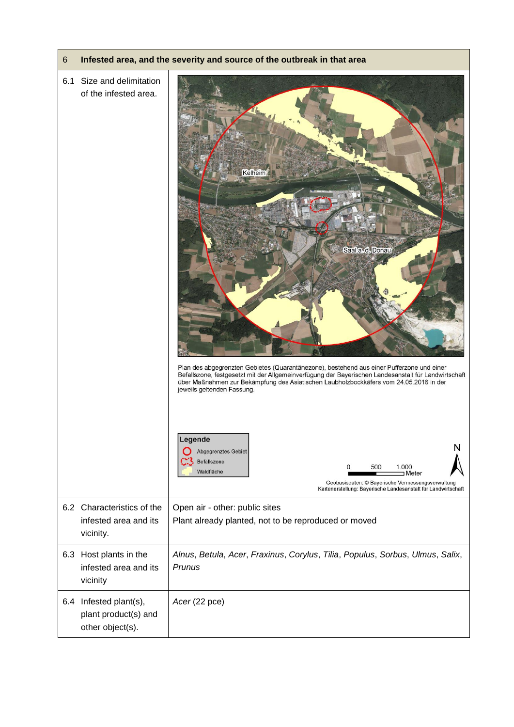| 6 | Infested area, and the severity and source of the outbreak in that area |
|---|---|
| 6.1 Size and delimitation of the infested area. | Kelheim<br>Saal a. d. Donau<br>Plan des abgegrenzten Gebietes (Quarantänezone), bestehend aus einer Pufferzone und einer Befallszone, festgesetzt mit der Allgemeinverfügung der Bayerischen Landesanstalt für Landwirtschaft über Maßnahmen zur Bekämpfung des Asiatischen Laubholzbockkäfers vom 24.05.2016 in der jeweils geltenden Fassung.<br>Legende<br>Abgegrenztes Gebiet<br>Befallszone<br>Waldfläche<br>0 500 1.000 Meter<br>N<br>Geobasisdaten: © Bayerische Vermessungsverwaltung<br>Kartenerstellung: Bayerische Landesanstalt für Landwirtschaft |
| 6.2 Characteristics of the infested area and its vicinity. | Open air - other: public sites<br>Plant already planted, not to be reproduced or moved |
| 6.3 Host plants in the infested area and its vicinity | *Alnus*, *Betula*, *Acer*, *Fraxinus*, *Corylus*, *Tilia*, *Populus*, *Sorbus*, *Ulmus*, *Salix*, *Prunus* |
| 6.4 Infested plant(s), plant product(s) and other object(s). | *Acer* (22 pce) |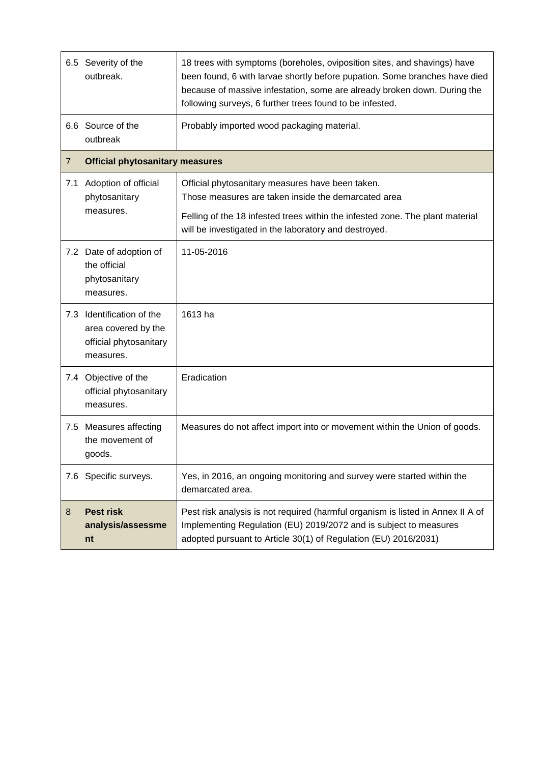| | | |
|---|---|---|
| 6.5 | Severity of the outbreak. | 18 trees with symptoms (boreholes, oviposition sites, and shavings) have been found, 6 with larvae shortly before pupation. Some branches have died because of massive infestation, some are already broken down. During the following surveys, 6 further trees found to be infested. |
| 6.6 | Source of the outbreak | Probably imported wood packaging material. |
| 7 | **Official phytosanitary measures** | |
| 7.1 | Adoption of official phytosanitary measures. | Official phytosanitary measures have been taken.<br>Those measures are taken inside the demarcated area<br>Felling of the 18 infested trees within the infested zone. The plant material will be investigated in the laboratory and destroyed. |
| 7.2 | Date of adoption of the official phytosanitary measures. | 11-05-2016 |
| 7.3 | Identification of the area covered by the official phytosanitary measures. | 1613 ha |
| 7.4 | Objective of the official phytosanitary measures. | Eradication |
| 7.5 | Measures affecting the movement of goods. | Measures do not affect import into or movement within the Union of goods. |
| 7.6 | Specific surveys. | Yes, in 2016, an ongoing monitoring and survey were started within the demarcated area. |
| 8 | **Pest risk analysis/assessment** | Pest risk analysis is not required (harmful organism is listed in Annex II A of Implementing Regulation (EU) 2019/2072 and is subject to measures adopted pursuant to Article 30(1) of Regulation (EU) 2016/2031) |